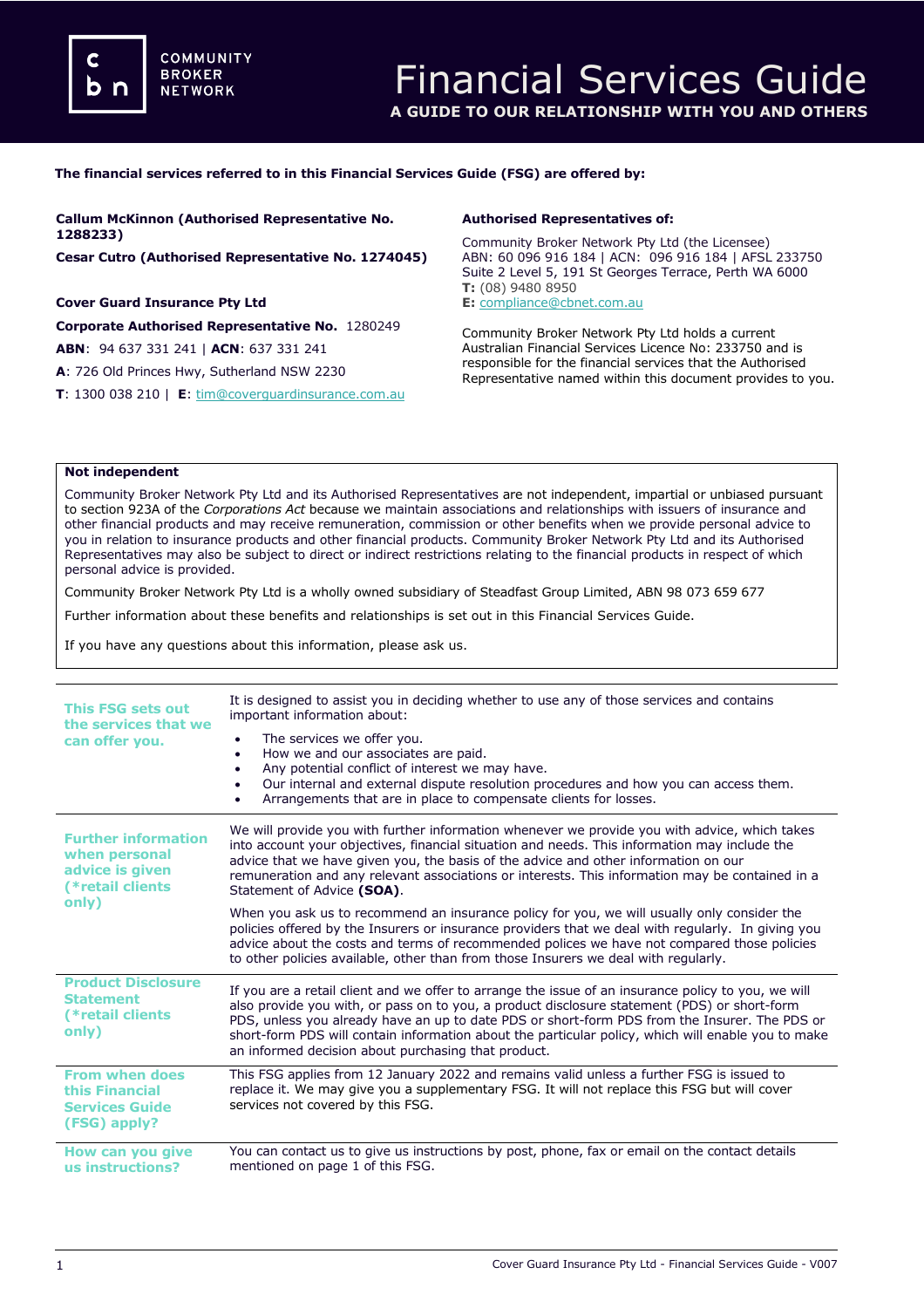COMMUNITY BROKER NETWORK

# Financial Services Guide

**A GUIDE TO OUR RELATIONSHIP WITH YOU AND OTHERS**

**The financial services referred to in this Financial Services Guide (FSG) are offered by:**

**Callum McKinnon (Authorised Representative No. 1288233)**

**Cesar Cutro (Authorised Representative No. 1274045)**

**Cover Guard Insurance Pty Ltd**

**Corporate Authorised Representative No.** 1280249

**ABN**: 94 637 331 241 | **ACN**: 637 331 241

**A**: 726 Old Princes Hwy, Sutherland NSW 2230

**T**: 1300 038 210 | **E**: tim@coverguardinsurance.com.au

**Authorised Representatives of:**

Community Broker Network Pty Ltd (the Licensee)
ABN: 60 096 916 184 | ACN: 096 916 184 | AFSL 233750
Suite 2 Level 5, 191 St Georges Terrace, Perth WA 6000
**T:** (08) 9480 8950
**E:** compliance@cbnet.com.au

Community Broker Network Pty Ltd holds a current Australian Financial Services Licence No: 233750 and is responsible for the financial services that the Authorised Representative named within this document provides to you.

**Not independent**

Community Broker Network Pty Ltd and its Authorised Representatives are not independent, impartial or unbiased pursuant to section 923A of the *Corporations Act* because we maintain associations and relationships with issuers of insurance and other financial products and may receive remuneration, commission or other benefits when we provide personal advice to you in relation to insurance products and other financial products. Community Broker Network Pty Ltd and its Authorised Representatives may also be subject to direct or indirect restrictions relating to the financial products in respect of which personal advice is provided.

Community Broker Network Pty Ltd is a wholly owned subsidiary of Steadfast Group Limited, ABN 98 073 659 677

Further information about these benefits and relationships is set out in this Financial Services Guide.

If you have any questions about this information, please ask us.

### This FSG sets out the services that we can offer you.

It is designed to assist you in deciding whether to use any of those services and contains important information about:

- The services we offer you.
- How we and our associates are paid.
- Any potential conflict of interest we may have.
- Our internal and external dispute resolution procedures and how you can access them.
- Arrangements that are in place to compensate clients for losses.

### Further information when personal advice is given (*retail clients only)

We will provide you with further information whenever we provide you with advice, which takes into account your objectives, financial situation and needs. This information may include the advice that we have given you, the basis of the advice and other information on our remuneration and any relevant associations or interests. This information may be contained in a Statement of Advice **(SOA)**.

When you ask us to recommend an insurance policy for you, we will usually only consider the policies offered by the Insurers or insurance providers that we deal with regularly. In giving you advice about the costs and terms of recommended polices we have not compared those policies to other policies available, other than from those Insurers we deal with regularly.

### Product Disclosure Statement (*retail clients only)

If you are a retail client and we offer to arrange the issue of an insurance policy to you, we will also provide you with, or pass on to you, a product disclosure statement (PDS) or short-form PDS, unless you already have an up to date PDS or short-form PDS from the Insurer. The PDS or short-form PDS will contain information about the particular policy, which will enable you to make an informed decision about purchasing that product.

### From when does this Financial Services Guide (FSG) apply?

This FSG applies from 12 January 2022 and remains valid unless a further FSG is issued to replace it. We may give you a supplementary FSG. It will not replace this FSG but will cover services not covered by this FSG.

### How can you give us instructions?

You can contact us to give us instructions by post, phone, fax or email on the contact details mentioned on page 1 of this FSG.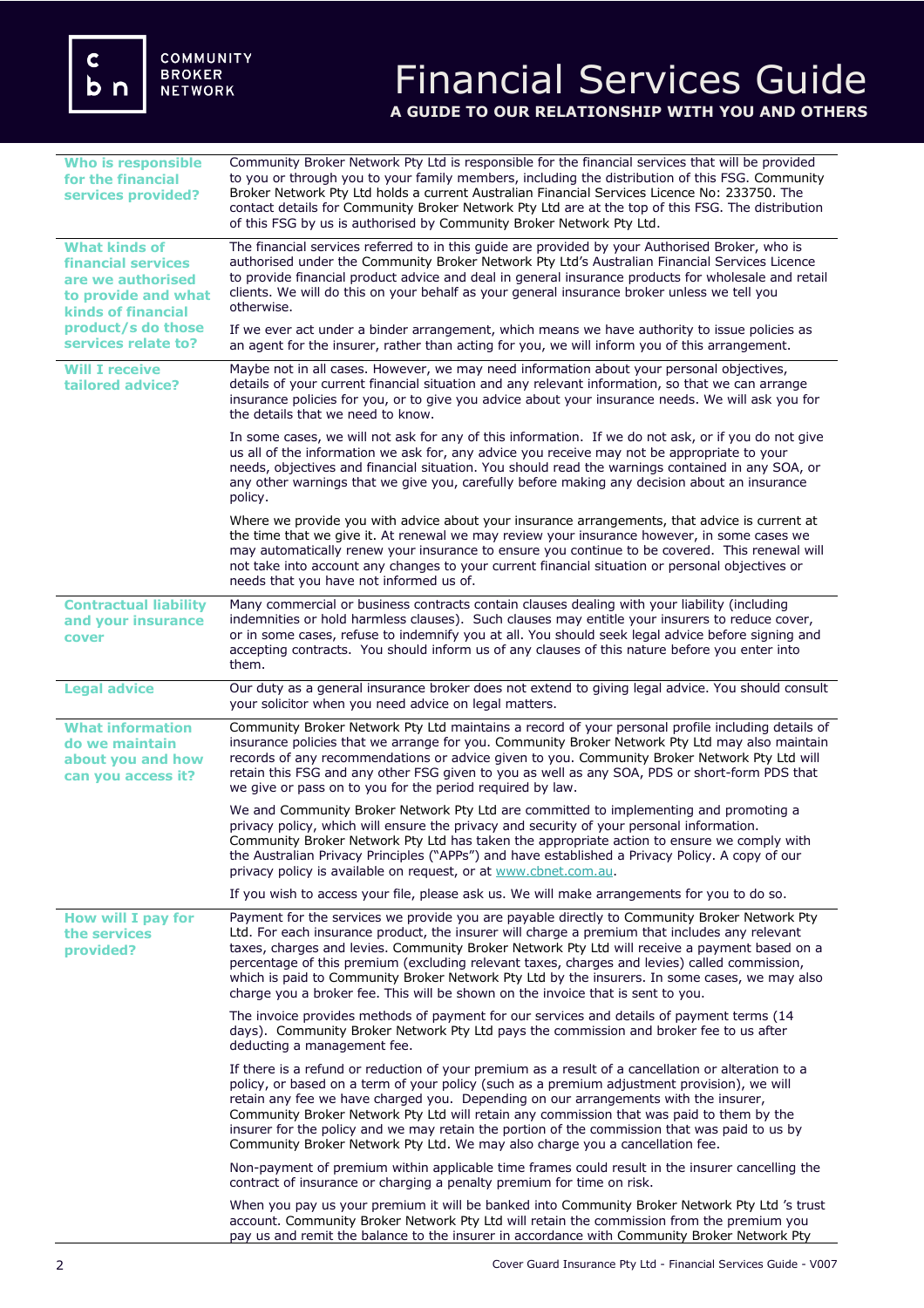# Financial Services Guide

**A GUIDE TO OUR RELATIONSHIP WITH YOU AND OTHERS**

COMMUNITY BROKER NETWORK

### Who is responsible for the financial services provided?

Community Broker Network Pty Ltd is responsible for the financial services that will be provided to you or through you to your family members, including the distribution of this FSG. Community Broker Network Pty Ltd holds a current Australian Financial Services Licence No: 233750. The contact details for Community Broker Network Pty Ltd are at the top of this FSG. The distribution of this FSG by us is authorised by Community Broker Network Pty Ltd.

### What kinds of financial services are we authorised to provide and what kinds of financial product/s do those services relate to?

The financial services referred to in this guide are provided by your Authorised Broker, who is authorised under the Community Broker Network Pty Ltd's Australian Financial Services Licence to provide financial product advice and deal in general insurance products for wholesale and retail clients. We will do this on your behalf as your general insurance broker unless we tell you otherwise.

If we ever act under a binder arrangement, which means we have authority to issue policies as an agent for the insurer, rather than acting for you, we will inform you of this arrangement.

### Will I receive tailored advice?

Maybe not in all cases. However, we may need information about your personal objectives, details of your current financial situation and any relevant information, so that we can arrange insurance policies for you, or to give you advice about your insurance needs. We will ask you for the details that we need to know.

In some cases, we will not ask for any of this information. If we do not ask, or if you do not give us all of the information we ask for, any advice you receive may not be appropriate to your needs, objectives and financial situation. You should read the warnings contained in any SOA, or any other warnings that we give you, carefully before making any decision about an insurance policy.

Where we provide you with advice about your insurance arrangements, that advice is current at the time that we give it. At renewal we may review your insurance however, in some cases we may automatically renew your insurance to ensure you continue to be covered. This renewal will not take into account any changes to your current financial situation or personal objectives or needs that you have not informed us of.

### Contractual liability and your insurance cover

Many commercial or business contracts contain clauses dealing with your liability (including indemnities or hold harmless clauses). Such clauses may entitle your insurers to reduce cover, or in some cases, refuse to indemnify you at all. You should seek legal advice before signing and accepting contracts. You should inform us of any clauses of this nature before you enter into them.

### Legal advice

Our duty as a general insurance broker does not extend to giving legal advice. You should consult your solicitor when you need advice on legal matters.

### What information do we maintain about you and how can you access it?

Community Broker Network Pty Ltd maintains a record of your personal profile including details of insurance policies that we arrange for you. Community Broker Network Pty Ltd may also maintain records of any recommendations or advice given to you. Community Broker Network Pty Ltd will retain this FSG and any other FSG given to you as well as any SOA, PDS or short-form PDS that we give or pass on to you for the period required by law.

We and Community Broker Network Pty Ltd are committed to implementing and promoting a privacy policy, which will ensure the privacy and security of your personal information. Community Broker Network Pty Ltd has taken the appropriate action to ensure we comply with the Australian Privacy Principles ("APPs") and have established a Privacy Policy. A copy of our privacy policy is available on request, or at www.cbnet.com.au.

If you wish to access your file, please ask us. We will make arrangements for you to do so.

### How will I pay for the services provided?

Payment for the services we provide you are payable directly to Community Broker Network Pty Ltd. For each insurance product, the insurer will charge a premium that includes any relevant taxes, charges and levies. Community Broker Network Pty Ltd will receive a payment based on a percentage of this premium (excluding relevant taxes, charges and levies) called commission, which is paid to Community Broker Network Pty Ltd by the insurers. In some cases, we may also charge you a broker fee. This will be shown on the invoice that is sent to you.

The invoice provides methods of payment for our services and details of payment terms (14 days). Community Broker Network Pty Ltd pays the commission and broker fee to us after deducting a management fee.

If there is a refund or reduction of your premium as a result of a cancellation or alteration to a policy, or based on a term of your policy (such as a premium adjustment provision), we will retain any fee we have charged you. Depending on our arrangements with the insurer, Community Broker Network Pty Ltd will retain any commission that was paid to them by the insurer for the policy and we may retain the portion of the commission that was paid to us by Community Broker Network Pty Ltd. We may also charge you a cancellation fee.

Non-payment of premium within applicable time frames could result in the insurer cancelling the contract of insurance or charging a penalty premium for time on risk.

When you pay us your premium it will be banked into Community Broker Network Pty Ltd 's trust account. Community Broker Network Pty Ltd will retain the commission from the premium you pay us and remit the balance to the insurer in accordance with Community Broker Network Pty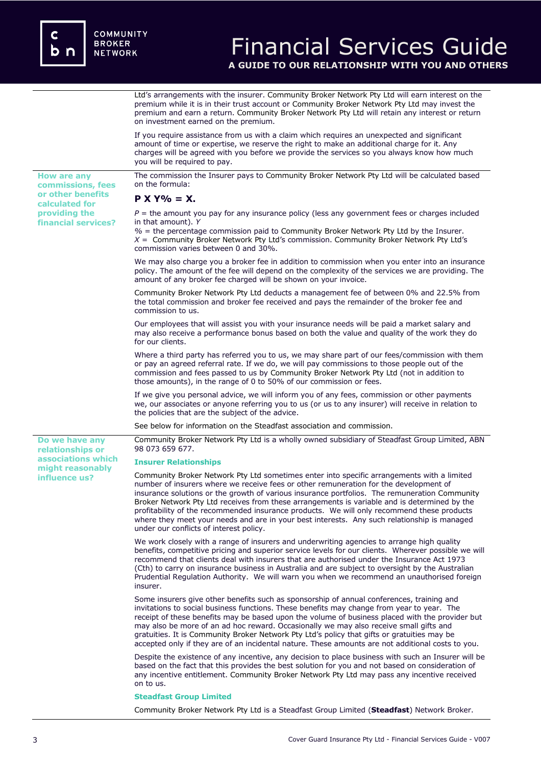Ltd's arrangements with the insurer. Community Broker Network Pty Ltd will earn interest on the premium while it is in their trust account or Community Broker Network Pty Ltd may invest the premium and earn a return. Community Broker Network Pty Ltd will retain any interest or return on investment earned on the premium.

If you require assistance from us with a claim which requires an unexpected and significant amount of time or expertise, we reserve the right to make an additional charge for it. Any charges will be agreed with you before we provide the services so you always know how much you will be required to pay.

### How are any commissions, fees or other benefits calculated for providing the financial services?

The commission the Insurer pays to Community Broker Network Pty Ltd will be calculated based on the formula:

**P X Y% = X.**

*P* = the amount you pay for any insurance policy (less any government fees or charges included in that amount). *Y*
*%* = the percentage commission paid to Community Broker Network Pty Ltd by the Insurer.
*X* = Community Broker Network Pty Ltd's commission. Community Broker Network Pty Ltd's commission varies between 0 and 30%.

We may also charge you a broker fee in addition to commission when you enter into an insurance policy. The amount of the fee will depend on the complexity of the services we are providing. The amount of any broker fee charged will be shown on your invoice.

Community Broker Network Pty Ltd deducts a management fee of between 0% and 22.5% from the total commission and broker fee received and pays the remainder of the broker fee and commission to us.

Our employees that will assist you with your insurance needs will be paid a market salary and may also receive a performance bonus based on both the value and quality of the work they do for our clients.

Where a third party has referred you to us, we may share part of our fees/commission with them or pay an agreed referral rate. If we do, we will pay commissions to those people out of the commission and fees passed to us by Community Broker Network Pty Ltd (not in addition to those amounts), in the range of 0 to 50% of our commission or fees.

If we give you personal advice, we will inform you of any fees, commission or other payments we, our associates or anyone referring you to us (or us to any insurer) will receive in relation to the policies that are the subject of the advice.

See below for information on the Steadfast association and commission.

### Do we have any relationships or associations which might reasonably influence us?

Community Broker Network Pty Ltd is a wholly owned subsidiary of Steadfast Group Limited, ABN 98 073 659 677.

#### Insurer Relationships

Community Broker Network Pty Ltd sometimes enter into specific arrangements with a limited number of insurers where we receive fees or other remuneration for the development of insurance solutions or the growth of various insurance portfolios. The remuneration Community Broker Network Pty Ltd receives from these arrangements is variable and is determined by the profitability of the recommended insurance products. We will only recommend these products where they meet your needs and are in your best interests. Any such relationship is managed under our conflicts of interest policy.

We work closely with a range of insurers and underwriting agencies to arrange high quality benefits, competitive pricing and superior service levels for our clients. Wherever possible we will recommend that clients deal with insurers that are authorised under the Insurance Act 1973 (Cth) to carry on insurance business in Australia and are subject to oversight by the Australian Prudential Regulation Authority. We will warn you when we recommend an unauthorised foreign insurer.

Some insurers give other benefits such as sponsorship of annual conferences, training and invitations to social business functions. These benefits may change from year to year. The receipt of these benefits may be based upon the volume of business placed with the provider but may also be more of an ad hoc reward. Occasionally we may also receive small gifts and gratuities. It is Community Broker Network Pty Ltd's policy that gifts or gratuities may be accepted only if they are of an incidental nature. These amounts are not additional costs to you.

Despite the existence of any incentive, any decision to place business with such an Insurer will be based on the fact that this provides the best solution for you and not based on consideration of any incentive entitlement. Community Broker Network Pty Ltd may pass any incentive received on to us.

#### Steadfast Group Limited

Community Broker Network Pty Ltd is a Steadfast Group Limited (**Steadfast**) Network Broker.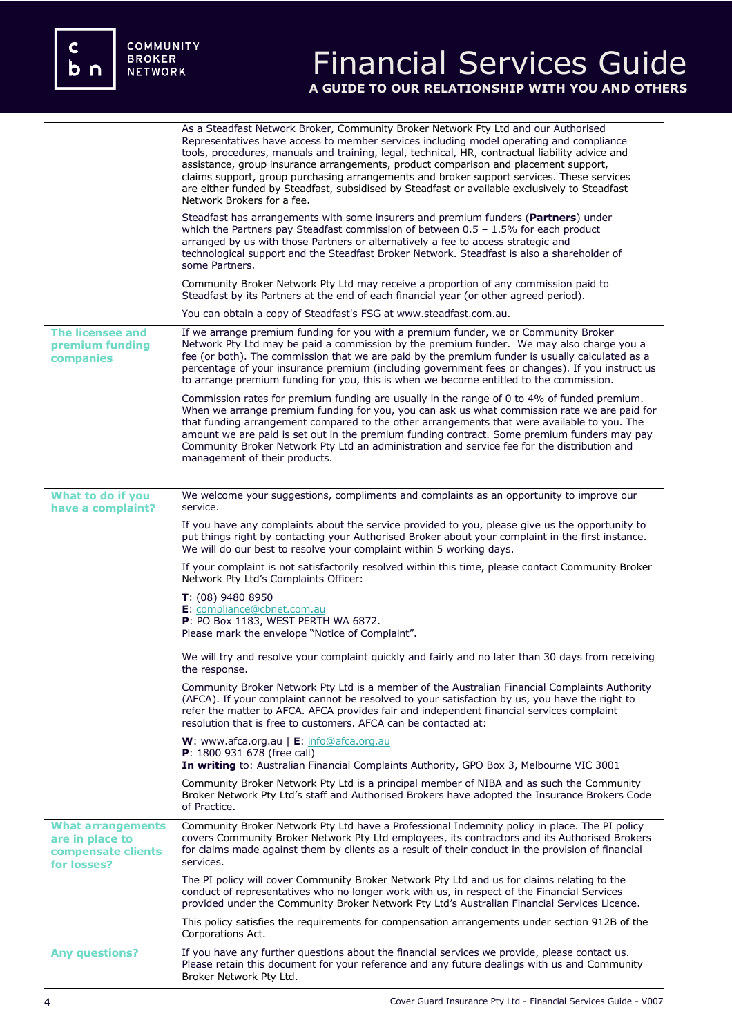As a Steadfast Network Broker, Community Broker Network Pty Ltd and our Authorised Representatives have access to member services including model operating and compliance tools, procedures, manuals and training, legal, technical, HR, contractual liability advice and assistance, group insurance arrangements, product comparison and placement support, claims support, group purchasing arrangements and broker support services. These services are either funded by Steadfast, subsidised by Steadfast or available exclusively to Steadfast Network Brokers for a fee.

Steadfast has arrangements with some insurers and premium funders (**Partners**) under which the Partners pay Steadfast commission of between 0.5 – 1.5% for each product arranged by us with those Partners or alternatively a fee to access strategic and technological support and the Steadfast Broker Network. Steadfast is also a shareholder of some Partners.

Community Broker Network Pty Ltd may receive a proportion of any commission paid to Steadfast by its Partners at the end of each financial year (or other agreed period).

You can obtain a copy of Steadfast's FSG at www.steadfast.com.au.

## The licensee and premium funding companies

If we arrange premium funding for you with a premium funder, we or Community Broker Network Pty Ltd may be paid a commission by the premium funder. We may also charge you a fee (or both). The commission that we are paid by the premium funder is usually calculated as a percentage of your insurance premium (including government fees or changes). If you instruct us to arrange premium funding for you, this is when we become entitled to the commission.

Commission rates for premium funding are usually in the range of 0 to 4% of funded premium. When we arrange premium funding for you, you can ask us what commission rate we are paid for that funding arrangement compared to the other arrangements that were available to you. The amount we are paid is set out in the premium funding contract. Some premium funders may pay Community Broker Network Pty Ltd an administration and service fee for the distribution and management of their products.

## What to do if you have a complaint?

We welcome your suggestions, compliments and complaints as an opportunity to improve our service.

If you have any complaints about the service provided to you, please give us the opportunity to put things right by contacting your Authorised Broker about your complaint in the first instance. We will do our best to resolve your complaint within 5 working days.

If your complaint is not satisfactorily resolved within this time, please contact Community Broker Network Pty Ltd's Complaints Officer:

**T**: (08) 9480 8950  
**E**: compliance@cbnet.com.au  
**P**: PO Box 1183, WEST PERTH WA 6872.  
Please mark the envelope "Notice of Complaint".

We will try and resolve your complaint quickly and fairly and no later than 30 days from receiving the response.

Community Broker Network Pty Ltd is a member of the Australian Financial Complaints Authority (AFCA). If your complaint cannot be resolved to your satisfaction by us, you have the right to refer the matter to AFCA. AFCA provides fair and independent financial services complaint resolution that is free to customers. AFCA can be contacted at:

**W**: www.afca.org.au | **E**: info@afca.org.au  
**P**: 1800 931 678 (free call)  
**In writing** to: Australian Financial Complaints Authority, GPO Box 3, Melbourne VIC 3001

Community Broker Network Pty Ltd is a principal member of NIBA and as such the Community Broker Network Pty Ltd's staff and Authorised Brokers have adopted the Insurance Brokers Code of Practice.

## What arrangements are in place to compensate clients for losses?

Community Broker Network Pty Ltd have a Professional Indemnity policy in place. The PI policy covers Community Broker Network Pty Ltd employees, its contractors and its Authorised Brokers for claims made against them by clients as a result of their conduct in the provision of financial services.

The PI policy will cover Community Broker Network Pty Ltd and us for claims relating to the conduct of representatives who no longer work with us, in respect of the Financial Services provided under the Community Broker Network Pty Ltd's Australian Financial Services Licence.

This policy satisfies the requirements for compensation arrangements under section 912B of the Corporations Act.

## Any questions?

If you have any further questions about the financial services we provide, please contact us. Please retain this document for your reference and any future dealings with us and Community Broker Network Pty Ltd.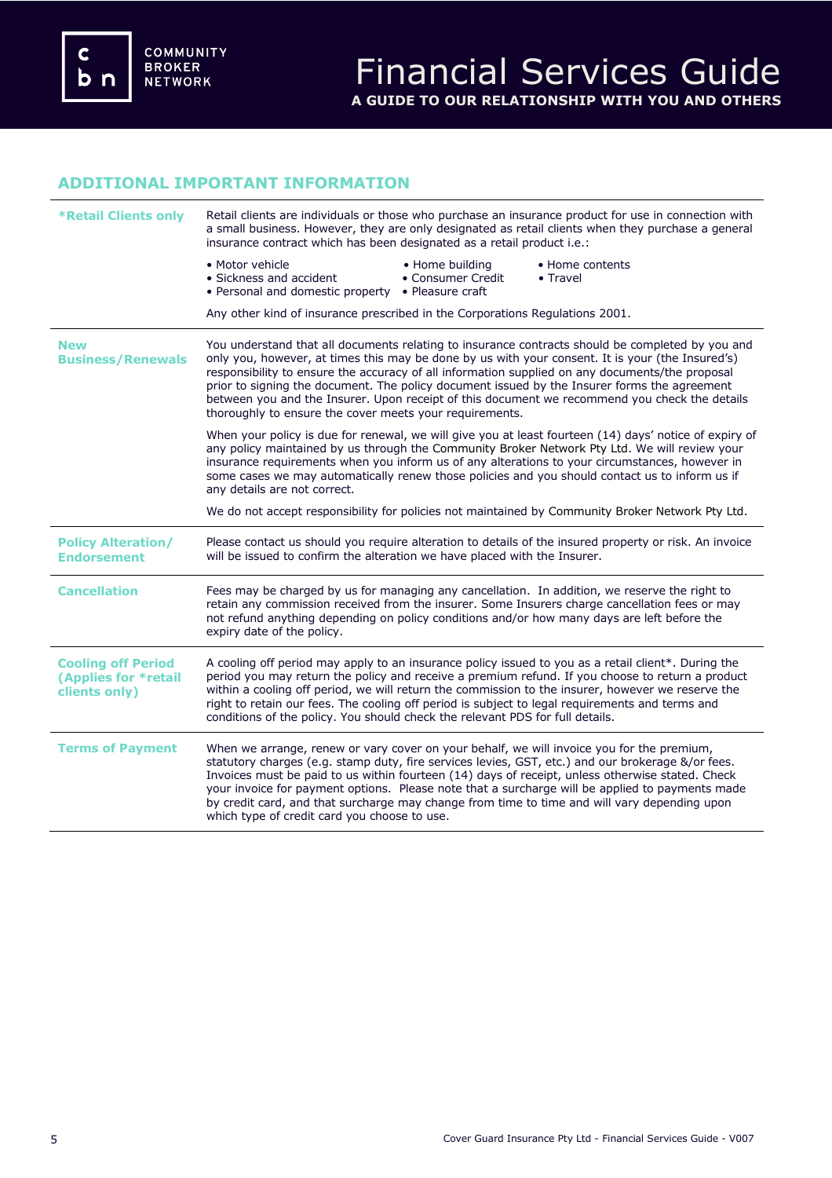# Financial Services Guide

**A GUIDE TO OUR RELATIONSHIP WITH YOU AND OTHERS**

## ADDITIONAL IMPORTANT INFORMATION

| | |
|---|---|
| ***Retail Clients only** | Retail clients are individuals or those who purchase an insurance product for use in connection with a small business. However, they are only designated as retail clients when they purchase a general insurance contract which has been designated as a retail product i.e.:<br><br>• Motor vehicle • Home building • Home contents • Sickness and accident • Consumer Credit • Travel • Personal and domestic property • Pleasure craft<br><br>Any other kind of insurance prescribed in the Corporations Regulations 2001. |
| **New Business/Renewals** | You understand that all documents relating to insurance contracts should be completed by you and only you, however, at times this may be done by us with your consent. It is your (the Insured's) responsibility to ensure the accuracy of all information supplied on any documents/the proposal prior to signing the document. The policy document issued by the Insurer forms the agreement between you and the Insurer. Upon receipt of this document we recommend you check the details thoroughly to ensure the cover meets your requirements.<br><br>When your policy is due for renewal, we will give you at least fourteen (14) days' notice of expiry of any policy maintained by us through the Community Broker Network Pty Ltd. We will review your insurance requirements when you inform us of any alterations to your circumstances, however in some cases we may automatically renew those policies and you should contact us to inform us if any details are not correct.<br><br>We do not accept responsibility for policies not maintained by Community Broker Network Pty Ltd. |
| **Policy Alteration/ Endorsement** | Please contact us should you require alteration to details of the insured property or risk. An invoice will be issued to confirm the alteration we have placed with the Insurer. |
| **Cancellation** | Fees may be charged by us for managing any cancellation. In addition, we reserve the right to retain any commission received from the insurer. Some Insurers charge cancellation fees or may not refund anything depending on policy conditions and/or how many days are left before the expiry date of the policy. |
| **Cooling off Period (Applies for *retail clients only)** | A cooling off period may apply to an insurance policy issued to you as a retail client*. During the period you may return the policy and receive a premium refund. If you choose to return a product within a cooling off period, we will return the commission to the insurer, however we reserve the right to retain our fees. The cooling off period is subject to legal requirements and terms and conditions of the policy. You should check the relevant PDS for full details. |
| **Terms of Payment** | When we arrange, renew or vary cover on your behalf, we will invoice you for the premium, statutory charges (e.g. stamp duty, fire services levies, GST, etc.) and our brokerage &/or fees. Invoices must be paid to us within fourteen (14) days of receipt, unless otherwise stated. Check your invoice for payment options. Please note that a surcharge will be applied to payments made by credit card, and that surcharge may change from time to time and will vary depending upon which type of credit card you choose to use. |